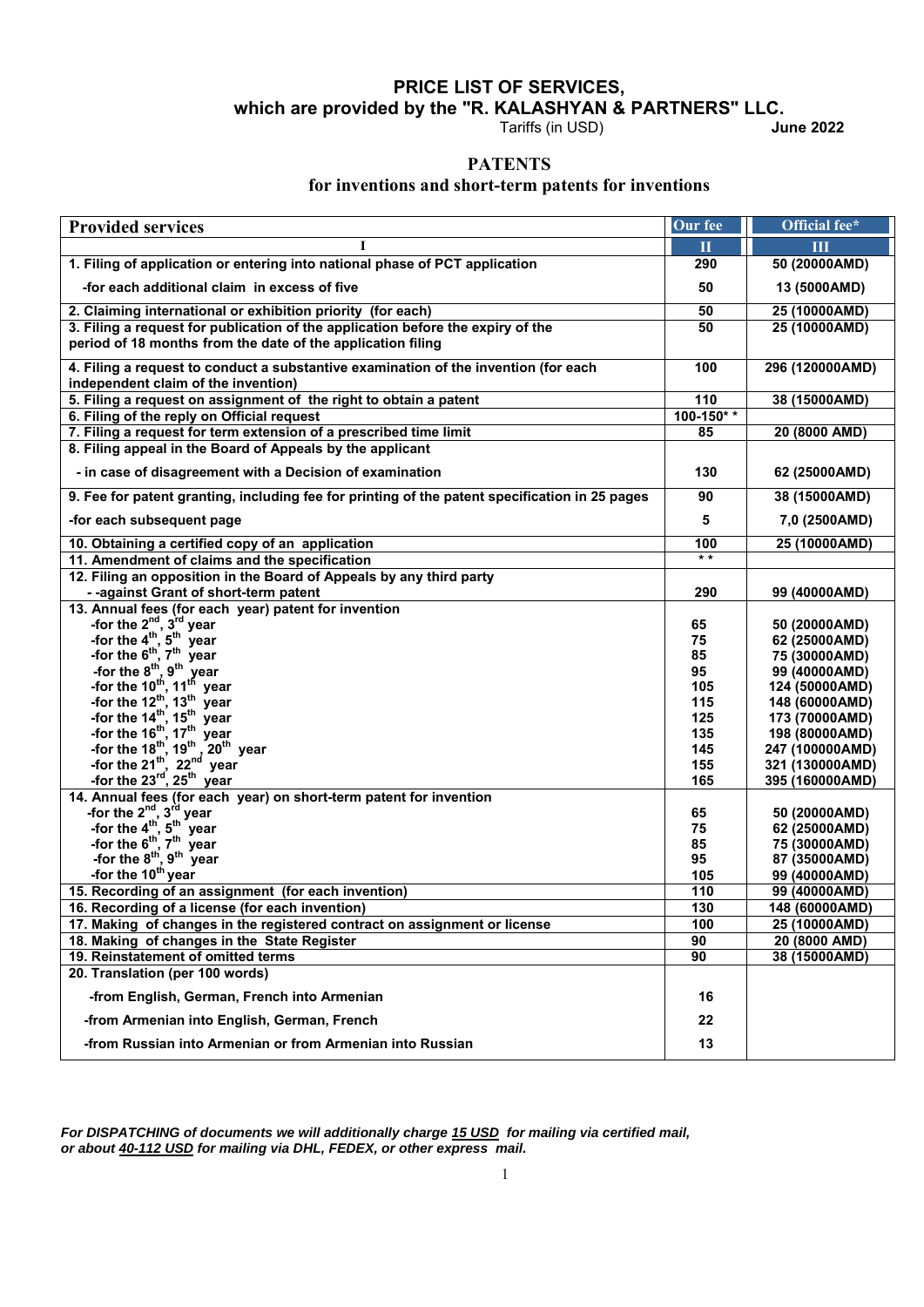# PRICE LIST OF SERVICES,

## which are provided by the "R. KALASHYAN & PARTNERS" LLC.

Tariffs (in USD) **June 2022**

## PATENTS

### for inventions and short-term patents for inventions

| Provided services | Our fee | Official fee* |
|---|---|---|
| I | II | III |
| 1. Filing of application or entering into national phase of PCT application | 290 | 50 (20000AMD) |
| -for each additional claim in excess of five | 50 | 13 (5000AMD) |
| 2. Claiming international or exhibition priority (for each) | 50 | 25 (10000AMD) |
| 3. Filing a request for publication of the application before the expiry of the period of 18 months from the date of the application filing | 50 | 25 (10000AMD) |
| 4. Filing a request to conduct a substantive examination of the invention (for each independent claim of the invention) | 100 | 296 (120000AMD) |
| 5. Filing a request on assignment of the right to obtain a patent | 110 | 38 (15000AMD) |
| 6. Filing of the reply on Official request | 100-150* * | |
| 7. Filing a request for term extension of a prescribed time limit | 85 | 20 (8000 AMD) |
| 8. Filing appeal in the Board of Appeals by the applicant | | |
| - in case of disagreement with a Decision of examination | 130 | 62 (25000AMD) |
| 9. Fee for patent granting, including fee for printing of the patent specification in 25 pages | 90 | 38 (15000AMD) |
| -for each subsequent page | 5 | 7,0 (2500AMD) |
| 10. Obtaining a certified copy of an application | 100 | 25 (10000AMD) |
| 11. Amendment of claims and the specification | * * | |
| 12. Filing an opposition in the Board of Appeals by any third party | | |
| - -against Grant of short-term patent | 290 | 99 (40000AMD) |
| 13. Annual fees (for each year) patent for invention | | |
| -for the 2nd, 3rd year | 65 | 50 (20000AMD) |
| -for the 4th, 5th year | 75 | 62 (25000AMD) |
| -for the 6th, 7th year | 85 | 75 (30000AMD) |
| -for the 8th, 9th year | 95 | 99 (40000AMD) |
| -for the 10th, 11th year | 105 | 124 (50000AMD) |
| -for the 12th, 13th year | 115 | 148 (60000AMD) |
| -for the 14th, 15th year | 125 | 173 (70000AMD) |
| -for the 16th, 17th year | 135 | 198 (80000AMD) |
| -for the 18th, 19th, 20th year | 145 | 247 (100000AMD) |
| -for the 21th, 22nd year | 155 | 321 (130000AMD) |
| -for the 23rd, 25th year | 165 | 395 (160000AMD) |
| 14. Annual fees (for each year) on short-term patent for invention | | |
| -for the 2nd, 3rd year | 65 | 50 (20000AMD) |
| -for the 4th, 5th year | 75 | 62 (25000AMD) |
| -for the 6th, 7th year | 85 | 75 (30000AMD) |
| -for the 8th, 9th year | 95 | 87 (35000AMD) |
| -for the 10th year | 105 | 99 (40000AMD) |
| 15. Recording of an assignment (for each invention) | 110 | 99 (40000AMD) |
| 16. Recording of a license (for each invention) | 130 | 148 (60000AMD) |
| 17. Making of changes in the registered contract on assignment or license | 100 | 25 (10000AMD) |
| 18. Making of changes in the State Register | 90 | 20 (8000 AMD) |
| 19. Reinstatement of omitted terms | 90 | 38 (15000AMD) |
| 20. Translation (per 100 words) | | |
| -from English, German, French into Armenian | 16 | |
| -from Armenian into English, German, French | 22 | |
| -from Russian into Armenian or from Armenian into Russian | 13 | |

*For DISPATCHING of documents we will additionally charge 15 USD for mailing via certified mail, or about 40-112 USD for mailing via DHL, FEDEX, or other express mail.*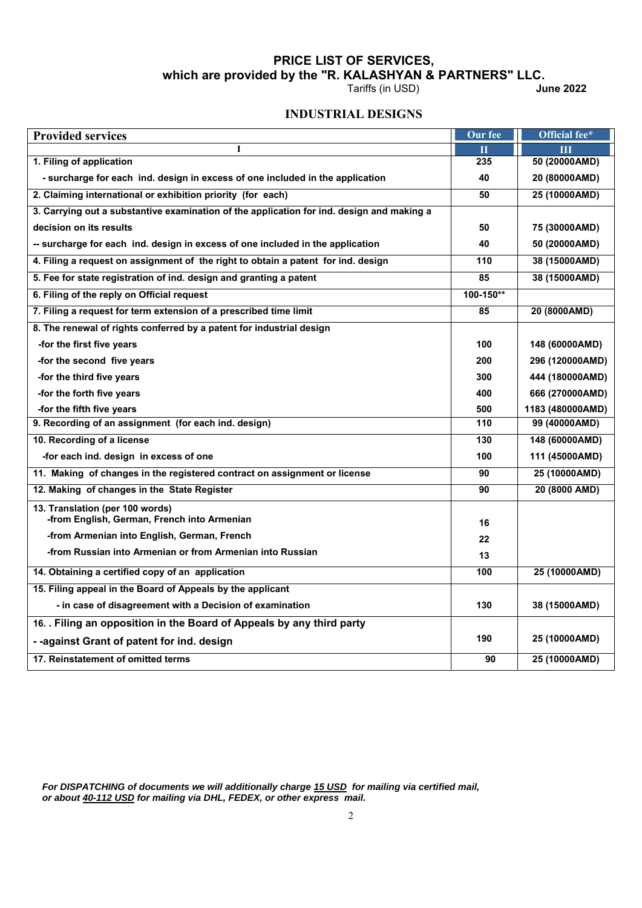# PRICE LIST OF SERVICES, which are provided by the "R. KALASHYAN & PARTNERS" LLC.

Tariffs (in USD) **June 2022**

## INDUSTRIAL DESIGNS

| Provided services | Our fee | Official fee* |
|---|---|---|
| I | II | III |
| **1. Filing of application** | **235** | **50 (20000AMD)** |
| **- surcharge for each ind. design in excess of one included in the application** | **40** | **20 (80000AMD)** |
| **2. Claiming international or exhibition priority (for each)** | **50** | **25 (10000AMD)** |
| **3. Carrying out a substantive examination of the application for ind. design and making a decision on its results** | **50** | **75 (30000AMD)** |
| **-- surcharge for each ind. design in excess of one included in the application** | **40** | **50 (20000AMD)** |
| **4. Filing a request on assignment of the right to obtain a patent for ind. design** | **110** | **38 (15000AMD)** |
| **5. Fee for state registration of ind. design and granting a patent** | **85** | **38 (15000AMD)** |
| **6. Filing of the reply on Official request** | **100-150**** | |
| **7. Filing a request for term extension of a prescribed time limit** | **85** | **20 (8000AMD)** |
| **8. The renewal of rights conferred by a patent for industrial design** | | |
| **-for the first five years** | **100** | **148 (60000AMD)** |
| **-for the second five years** | **200** | **296 (120000AMD)** |
| **-for the third five years** | **300** | **444 (180000AMD)** |
| **-for the forth five years** | **400** | **666 (270000AMD)** |
| **-for the fifth five years** | **500** | **1183 (480000AMD)** |
| **9. Recording of an assignment (for each ind. design)** | **110** | **99 (40000AMD)** |
| **10. Recording of a license** | **130** | **148 (60000AMD)** |
| **-for each ind. design in excess of one** | **100** | **111 (45000AMD)** |
| **11. Making of changes in the registered contract on assignment or license** | **90** | **25 (10000AMD)** |
| **12. Making of changes in the State Register** | **90** | **20 (8000 AMD)** |
| **13. Translation (per 100 words)** | | |
| **-from English, German, French into Armenian** | **16** | |
| **-from Armenian into English, German, French** | **22** | |
| **-from Russian into Armenian or from Armenian into Russian** | **13** | |
| **14. Obtaining a certified copy of an application** | **100** | **25 (10000AMD)** |
| **15. Filing appeal in the Board of Appeals by the applicant** | | |
| **- in case of disagreement with a Decision of examination** | **130** | **38 (15000AMD)** |
| **16. . Filing an opposition in the Board of Appeals by any third party - -against Grant of patent for ind. design** | **190** | **25 (10000AMD)** |
| **17. Reinstatement of omitted terms** | **90** | **25 (10000AMD)** |

***For DISPATCHING of documents we will additionally charge 15 USD for mailing via certified mail, or about 40-112 USD for mailing via DHL, FEDEX, or other express mail.***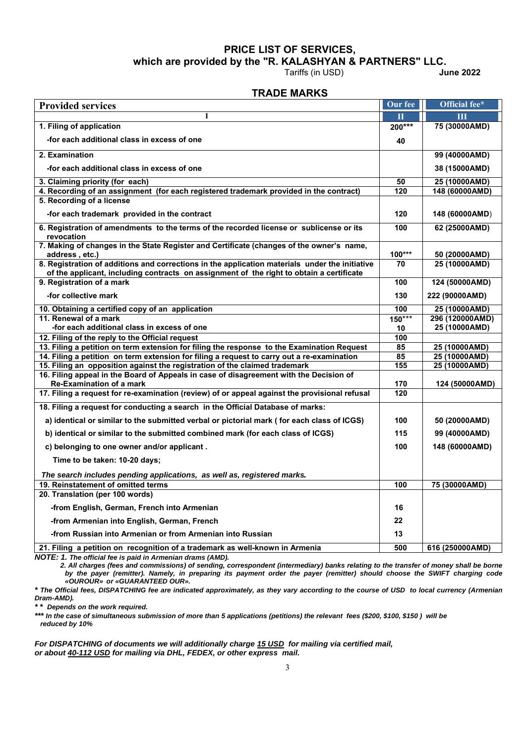## PRICE LIST OF SERVICES,

## which are provided by the "R. KALASHYAN & PARTNERS" LLC.

Tariffs (in USD) **June 2022**

### TRADE MARKS

| Provided services | Our fee | Official fee* |
|---|---|---|
| I | II | III |
| **1. Filing of application** | 200*** | 75 (30000AMD) |
| -for each additional class in excess of one | 40 | |
| **2. Examination** | | 99 (40000AMD) |
| -for each additional class in excess of one | | 38 (15000AMD) |
| **3. Claiming priority (for each)** | 50 | 25 (10000AMD) |
| **4. Recording of an assignment (for each registered trademark provided in the contract)** | 120 | 148 (60000AMD) |
| **5. Recording of a license** | | |
| -for each trademark provided in the contract | 120 | 148 (60000AMD) |
| **6. Registration of amendments to the terms of the recorded license or sublicense or its revocation** | 100 | 62 (25000AMD) |
| **7. Making of changes in the State Register and Certificate (changes of the owner's name, address , etc.)** | 100*** | 50 (20000AMD) |
| **8. Registration of additions and corrections in the application materials under the initiative of the applicant, including contracts on assignment of the right to obtain a certificate** | 70 | 25 (10000AMD) |
| **9. Registration of a mark** | 100 | 124 (50000AMD) |
| -for collective mark | 130 | 222 (90000AMD) |
| **10. Obtaining a certified copy of an application** | 100 | 25 (10000AMD) |
| **11. Renewal of a mark** | 150*** | 296 (120000AMD) |
| -for each additional class in excess of one | 10 | 25 (10000AMD) |
| **12. Filing of the reply to the Official request** | 100 | |
| **13. Filing a petition on term extension for filing the response to the Examination Request** | 85 | 25 (10000AMD) |
| **14. Filing a petition on term extension for filing a request to carry out a re-examination** | 85 | 25 (10000AMD) |
| **15. Filing an opposition against the registration of the claimed trademark** | 155 | 25 (10000AMD) |
| **16. Filing appeal in the Board of Appeals in case of disagreement with the Decision of Re-Examination of a mark** | 170 | 124 (50000AMD) |
| **17. Filing a request for re-examination (review) of or appeal against the provisional refusal** | 120 | |
| **18. Filing a request for conducting a search in the Official Database of marks:** | | |
| a) identical or similar to the submitted verbal or pictorial mark ( for each class of ICGS) | 100 | 50 (20000AMD) |
| b) identical or similar to the submitted combined mark (for each class of ICGS) | 115 | 99 (40000AMD) |
| c) belonging to one owner and/or applicant . | 100 | 148 (60000AMD) |
| Time to be taken: 10-20 days; | | |
| *The search includes pending applications, as well as, registered marks.* | | |
| **19. Reinstatement of omitted terms** | 100 | 75 (30000AMD) |
| **20. Translation (per 100 words)** | | |
| -from English, German, French into Armenian | 16 | |
| -from Armenian into English, German, French | 22 | |
| -from Russian into Armenian or from Armenian into Russian | 13 | |
| **21. Filing a petition on recognition of a trademark as well-known in Armenia** | 500 | 616 (250000AMD) |

***NOTE: 1.** The official fee is paid in Armenian drams (AMD).*

*2. All charges (fees and commissions) of sending, correspondent (intermediary) banks relating to the transfer of money shall be borne by the payer (remitter). Namely, in preparing its payment order the payer (remitter) should choose the SWIFT charging code «OUROUR» or «GUARANTEED OUR».*

***\* The Official fees, DISPATCHING fee are indicated approximately, as they vary according to the course of USD to local currency (Armenian Dram-AMD).***

***\*\* Depends on the work required.***

***\*\*\* In the case of simultaneous submission of more than 5 applications (petitions) the relevant fees ($200, $100, $150 ) will be reduced by 10%***

***For DISPATCHING of documents we will additionally charge 15 USD for mailing via certified mail, or about 40-112 USD for mailing via DHL, FEDEX, or other express mail.***